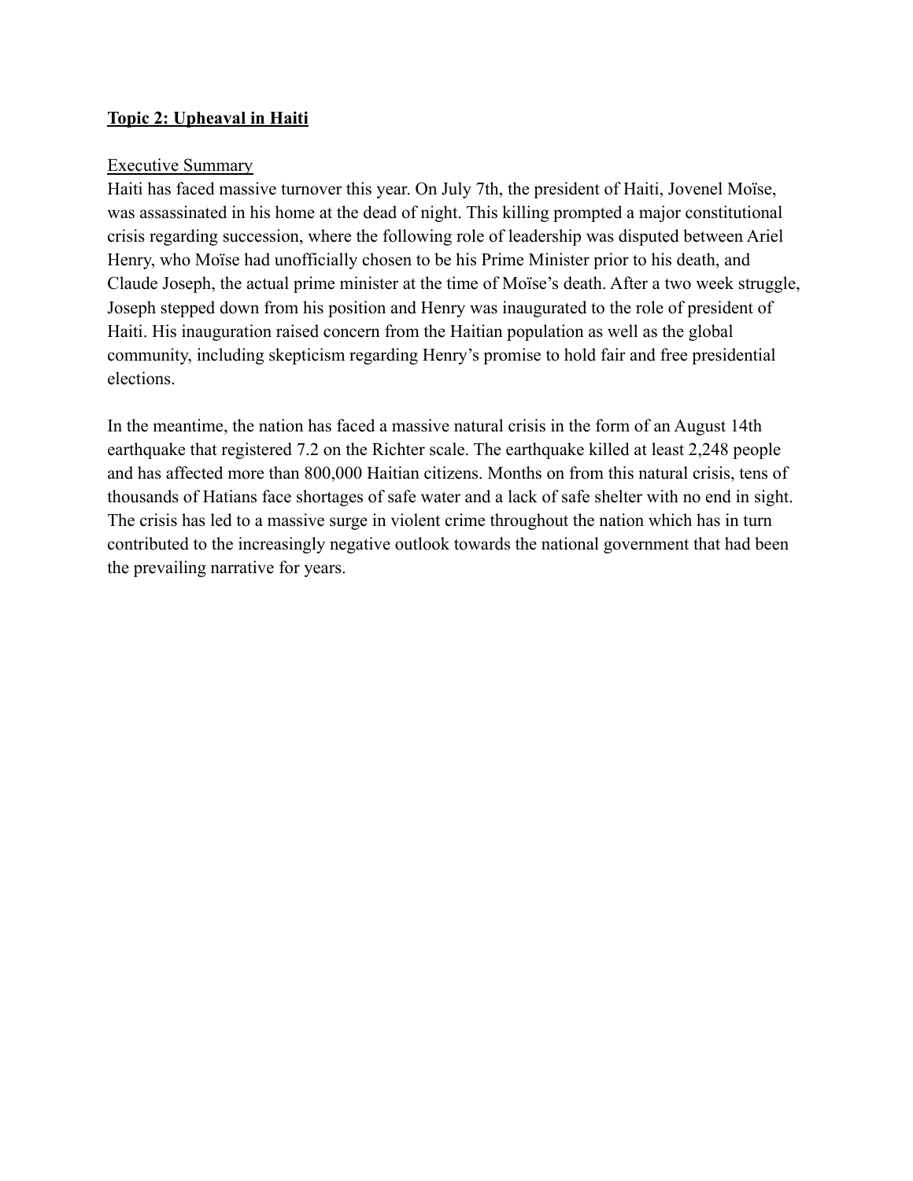**<u>Topic 2: Upheaval in Haiti</u>**

<u>Executive Summary</u>

Haiti has faced massive turnover this year. On July 7th, the president of Haiti, Jovenel Moïse, was assassinated in his home at the dead of night. This killing prompted a major constitutional crisis regarding succession, where the following role of leadership was disputed between Ariel Henry, who Moïse had unofficially chosen to be his Prime Minister prior to his death, and Claude Joseph, the actual prime minister at the time of Moïse's death. After a two week struggle, Joseph stepped down from his position and Henry was inaugurated to the role of president of Haiti. His inauguration raised concern from the Haitian population as well as the global community, including skepticism regarding Henry's promise to hold fair and free presidential elections.

In the meantime, the nation has faced a massive natural crisis in the form of an August 14th earthquake that registered 7.2 on the Richter scale. The earthquake killed at least 2,248 people and has affected more than 800,000 Haitian citizens. Months on from this natural crisis, tens of thousands of Hatians face shortages of safe water and a lack of safe shelter with no end in sight. The crisis has led to a massive surge in violent crime throughout the nation which has in turn contributed to the increasingly negative outlook towards the national government that had been the prevailing narrative for years.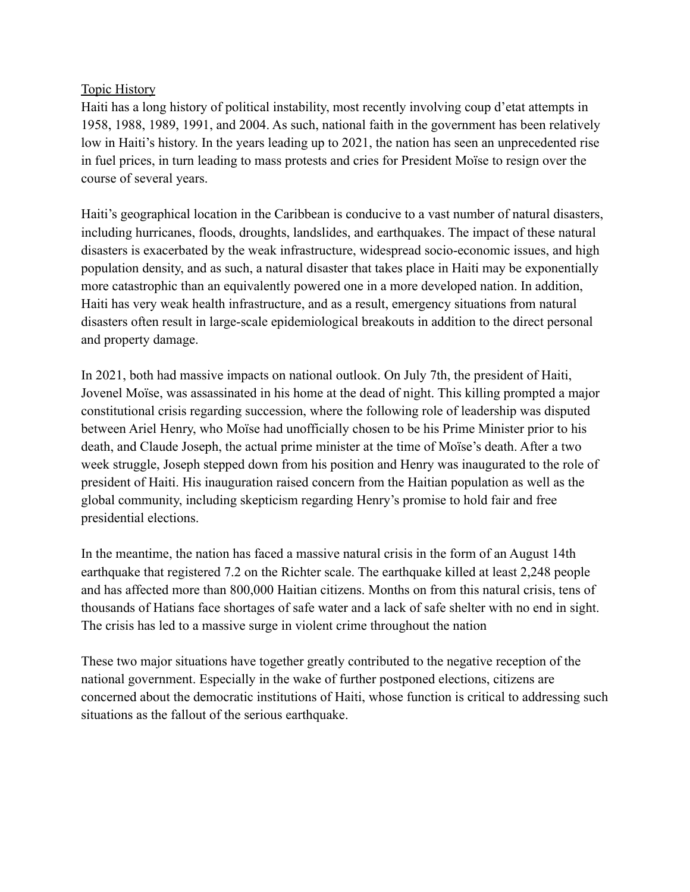Topic History

Haiti has a long history of political instability, most recently involving coup d'etat attempts in 1958, 1988, 1989, 1991, and 2004. As such, national faith in the government has been relatively low in Haiti's history. In the years leading up to 2021, the nation has seen an unprecedented rise in fuel prices, in turn leading to mass protests and cries for President Moïse to resign over the course of several years.

Haiti's geographical location in the Caribbean is conducive to a vast number of natural disasters, including hurricanes, floods, droughts, landslides, and earthquakes. The impact of these natural disasters is exacerbated by the weak infrastructure, widespread socio-economic issues, and high population density, and as such, a natural disaster that takes place in Haiti may be exponentially more catastrophic than an equivalently powered one in a more developed nation. In addition, Haiti has very weak health infrastructure, and as a result, emergency situations from natural disasters often result in large-scale epidemiological breakouts in addition to the direct personal and property damage.

In 2021, both had massive impacts on national outlook. On July 7th, the president of Haiti, Jovenel Moïse, was assassinated in his home at the dead of night. This killing prompted a major constitutional crisis regarding succession, where the following role of leadership was disputed between Ariel Henry, who Moïse had unofficially chosen to be his Prime Minister prior to his death, and Claude Joseph, the actual prime minister at the time of Moïse's death. After a two week struggle, Joseph stepped down from his position and Henry was inaugurated to the role of president of Haiti. His inauguration raised concern from the Haitian population as well as the global community, including skepticism regarding Henry's promise to hold fair and free presidential elections.

In the meantime, the nation has faced a massive natural crisis in the form of an August 14th earthquake that registered 7.2 on the Richter scale. The earthquake killed at least 2,248 people and has affected more than 800,000 Haitian citizens. Months on from this natural crisis, tens of thousands of Hatians face shortages of safe water and a lack of safe shelter with no end in sight. The crisis has led to a massive surge in violent crime throughout the nation

These two major situations have together greatly contributed to the negative reception of the national government. Especially in the wake of further postponed elections, citizens are concerned about the democratic institutions of Haiti, whose function is critical to addressing such situations as the fallout of the serious earthquake.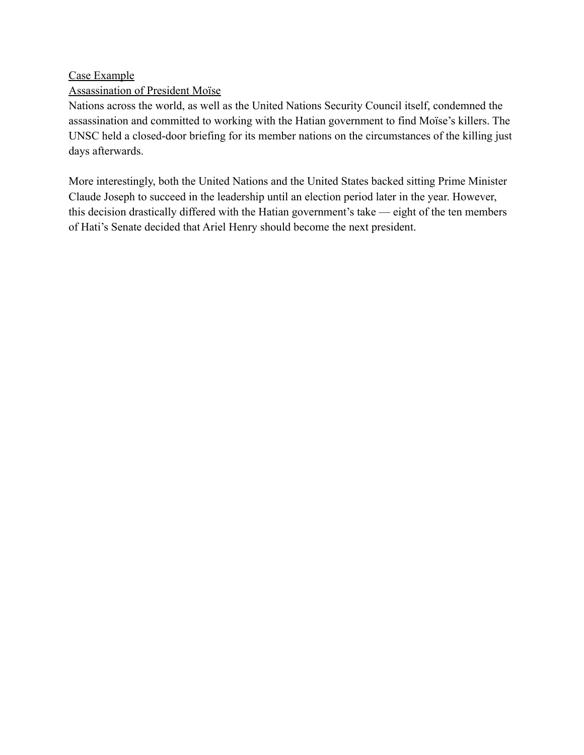<u>Case Example</u>

<u>Assassination of President Moïse</u>

Nations across the world, as well as the United Nations Security Council itself, condemned the assassination and committed to working with the Hatian government to find Moïse's killers. The UNSC held a closed-door briefing for its member nations on the circumstances of the killing just days afterwards.

More interestingly, both the United Nations and the United States backed sitting Prime Minister Claude Joseph to succeed in the leadership until an election period later in the year. However, this decision drastically differed with the Hatian government's take — eight of the ten members of Hati's Senate decided that Ariel Henry should become the next president.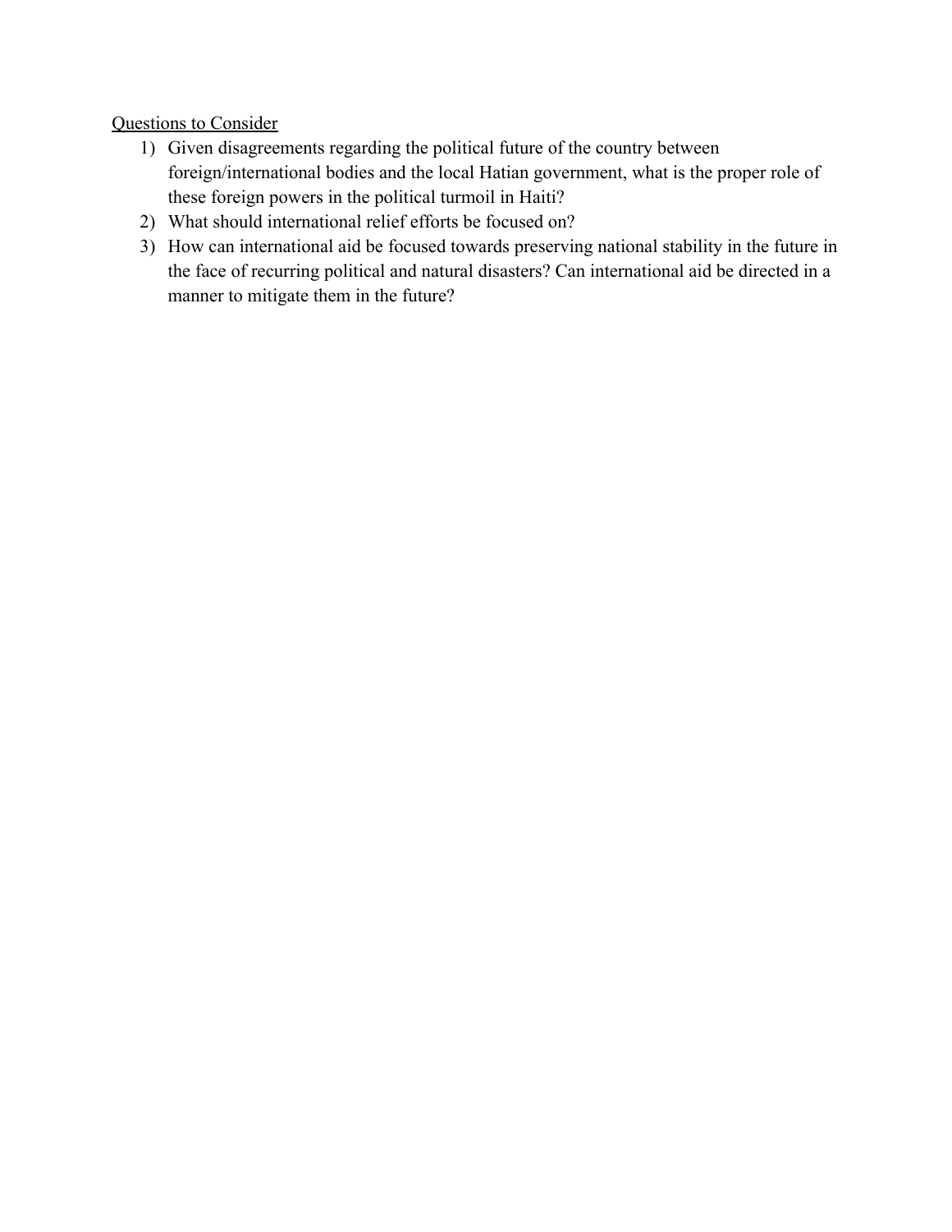Questions to Consider

1) Given disagreements regarding the political future of the country between foreign/international bodies and the local Hatian government, what is the proper role of these foreign powers in the political turmoil in Haiti?
2) What should international relief efforts be focused on?
3) How can international aid be focused towards preserving national stability in the future in the face of recurring political and natural disasters? Can international aid be directed in a manner to mitigate them in the future?